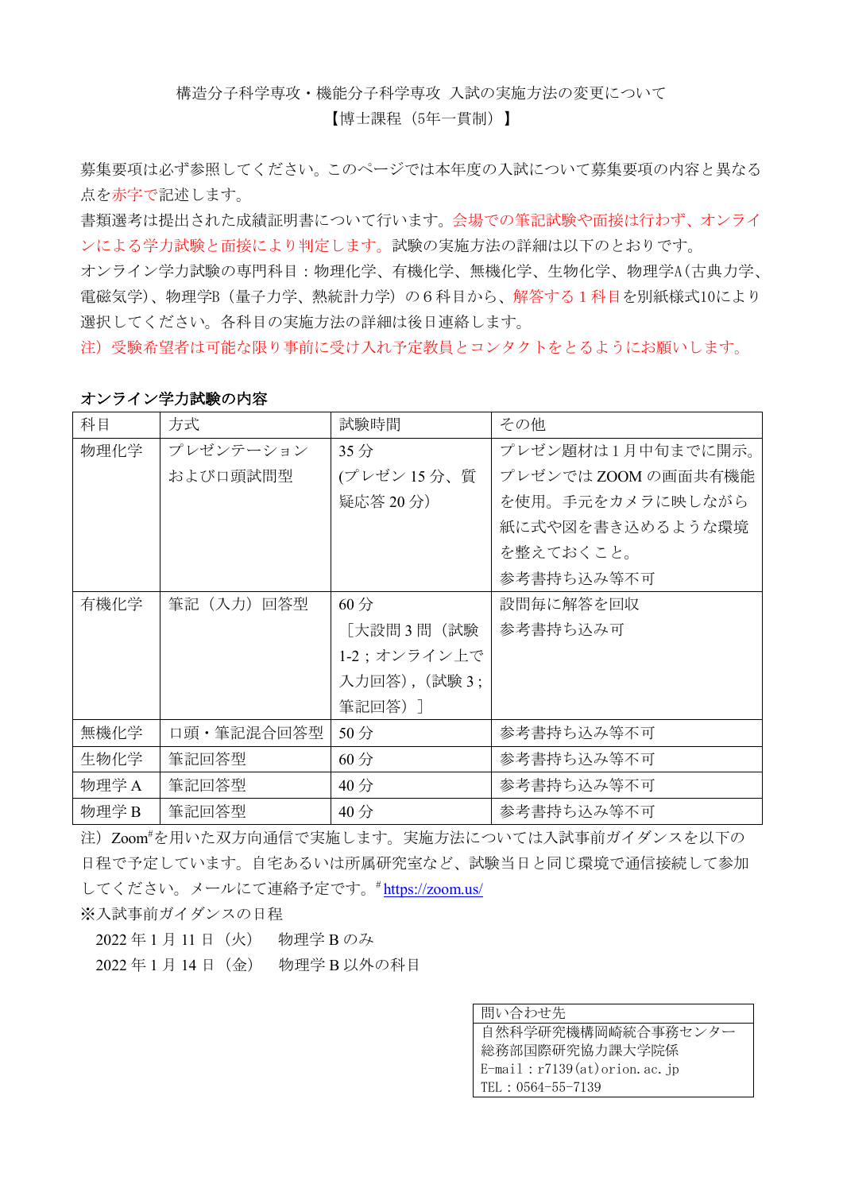構造分子科学専攻・機能分子科学専攻 入試の実施方法の変更について

【博士課程（5年一貫制）】

募集要項は必ず参照してください。このページでは本年度の入試について募集要項の内容と異なる点を赤字で記述します。

書類選考は提出された成績証明書について行います。会場での筆記試験や面接は行わず、オンラインによる学力試験と面接により判定します。試験の実施方法の詳細は以下のとおりです。

オンライン学力試験の専門科目：物理化学、有機化学、無機化学、生物化学、物理学A（古典力学、電磁気学）、物理学B（量子力学、熱統計力学）の６科目から、解答する１科目を別紙様式10により選択してください。各科目の実施方法の詳細は後日連絡します。

注）受験希望者は可能な限り事前に受け入れ予定教員とコンタクトをとるようにお願いします。

**オンライン学力試験の内容**

| 科目 | 方式 | 試験時間 | その他 |
|---|---|---|---|
| 物理化学 | プレゼンテーションおよび口頭試問型 | 35 分 (プレゼン 15 分、質疑応答 20 分) | プレゼン題材は 1 月中旬までに開示。プレゼンでは ZOOM の画面共有機能を使用。手元をカメラに映しながら紙に式や図を書き込めるような環境を整えておくこと。参考書持ち込み等不可 |
| 有機化学 | 筆記（入力）回答型 | 60 分 ［大設問 3 問（試験 1-2；オンライン上で入力回答），（試験 3；筆記回答）］ | 設問毎に解答を回収 参考書持ち込み可 |
| 無機化学 | 口頭・筆記混合回答型 | 50 分 | 参考書持ち込み等不可 |
| 生物化学 | 筆記回答型 | 60 分 | 参考書持ち込み等不可 |
| 物理学 A | 筆記回答型 | 40 分 | 参考書持ち込み等不可 |
| 物理学 B | 筆記回答型 | 40 分 | 参考書持ち込み等不可 |

注）Zoom#を用いた双方向通信で実施します。実施方法については入試事前ガイダンスを以下の日程で予定しています。自宅あるいは所属研究室など、試験当日と同じ環境で通信接続して参加してください。メールにて連絡予定です。#https://zoom.us/

※入試事前ガイダンスの日程

2022 年 1 月 11 日（火）　物理学 B のみ

2022 年 1 月 14 日（金）　物理学 B 以外の科目

| 問い合わせ先 |
|---|
| 自然科学研究機構岡崎統合事務センター 総務部国際研究協力課大学院係 E-mail：r7139(at)orion.ac.jp TEL：0564-55-7139 |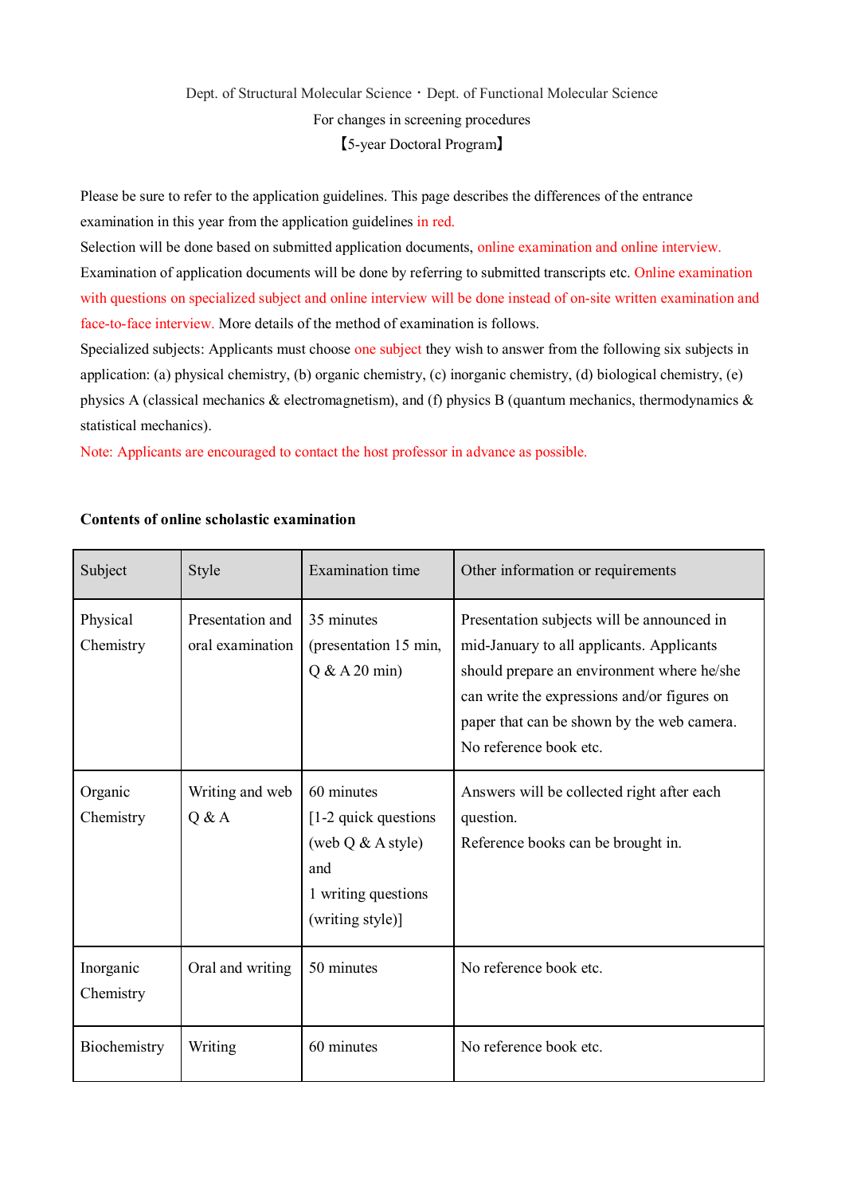Dept. of Structural Molecular Science・Dept. of Functional Molecular Science

For changes in screening procedures

【5-year Doctoral Program】

Please be sure to refer to the application guidelines. This page describes the differences of the entrance examination in this year from the application guidelines in red.

Selection will be done based on submitted application documents, online examination and online interview.

Examination of application documents will be done by referring to submitted transcripts etc. Online examination with questions on specialized subject and online interview will be done instead of on-site written examination and face-to-face interview. More details of the method of examination is follows.

Specialized subjects: Applicants must choose one subject they wish to answer from the following six subjects in application: (a) physical chemistry, (b) organic chemistry, (c) inorganic chemistry, (d) biological chemistry, (e) physics A (classical mechanics & electromagnetism), and (f) physics B (quantum mechanics, thermodynamics & statistical mechanics).

Note: Applicants are encouraged to contact the host professor in advance as possible.

**Contents of online scholastic examination**

| Subject | Style | Examination time | Other information or requirements |
|---|---|---|---|
| Physical Chemistry | Presentation and oral examination | 35 minutes (presentation 15 min, Q & A 20 min) | Presentation subjects will be announced in mid-January to all applicants. Applicants should prepare an environment where he/she can write the expressions and/or figures on paper that can be shown by the web camera. No reference book etc. |
| Organic Chemistry | Writing and web Q & A | 60 minutes [1-2 quick questions (web Q & A style) and 1 writing questions (writing style)] | Answers will be collected right after each question. Reference books can be brought in. |
| Inorganic Chemistry | Oral and writing | 50 minutes | No reference book etc. |
| Biochemistry | Writing | 60 minutes | No reference book etc. |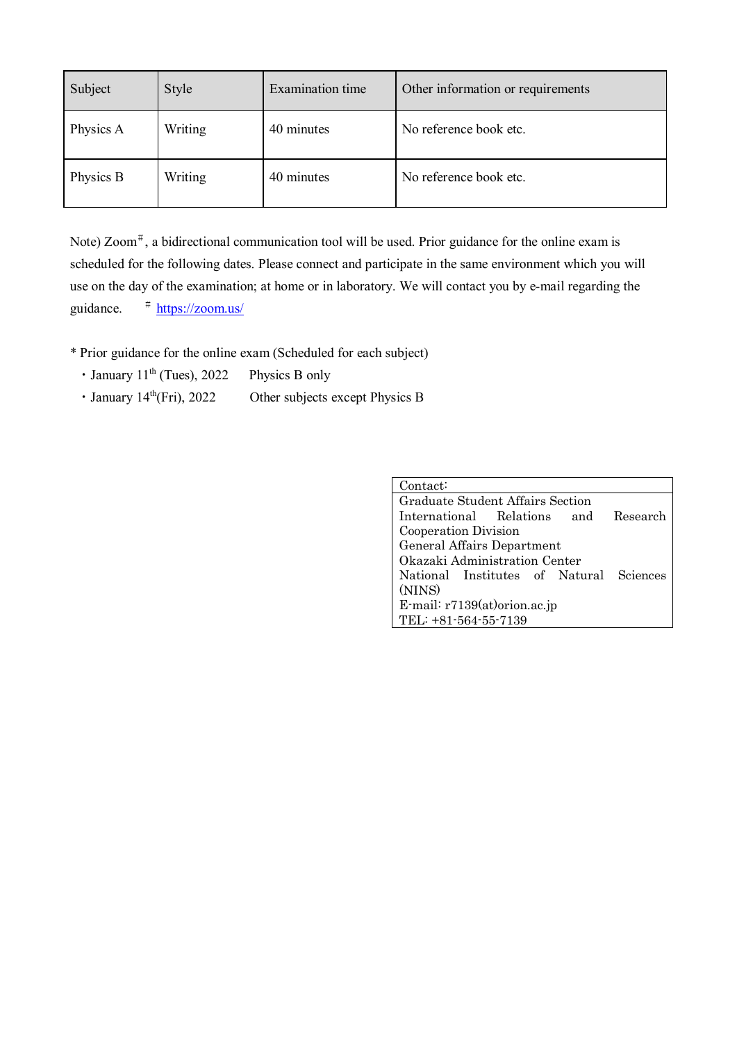| Subject | Style | Examination time | Other information or requirements |
|---|---|---|---|
| Physics A | Writing | 40 minutes | No reference book etc. |
| Physics B | Writing | 40 minutes | No reference book etc. |

Note) Zoom#, a bidirectional communication tool will be used. Prior guidance for the online exam is scheduled for the following dates. Please connect and participate in the same environment which you will use on the day of the examination; at home or in laboratory. We will contact you by e-mail regarding the guidance. # https://zoom.us/

* Prior guidance for the online exam (Scheduled for each subject)

- January 11th (Tues), 2022 Physics B only
- January 14th(Fri), 2022 Other subjects except Physics B

Contact:
Graduate Student Affairs Section
International Relations and Research Cooperation Division
General Affairs Department
Okazaki Administration Center
National Institutes of Natural Sciences (NINS)
E-mail: r7139(at)orion.ac.jp
TEL: +81-564-55-7139